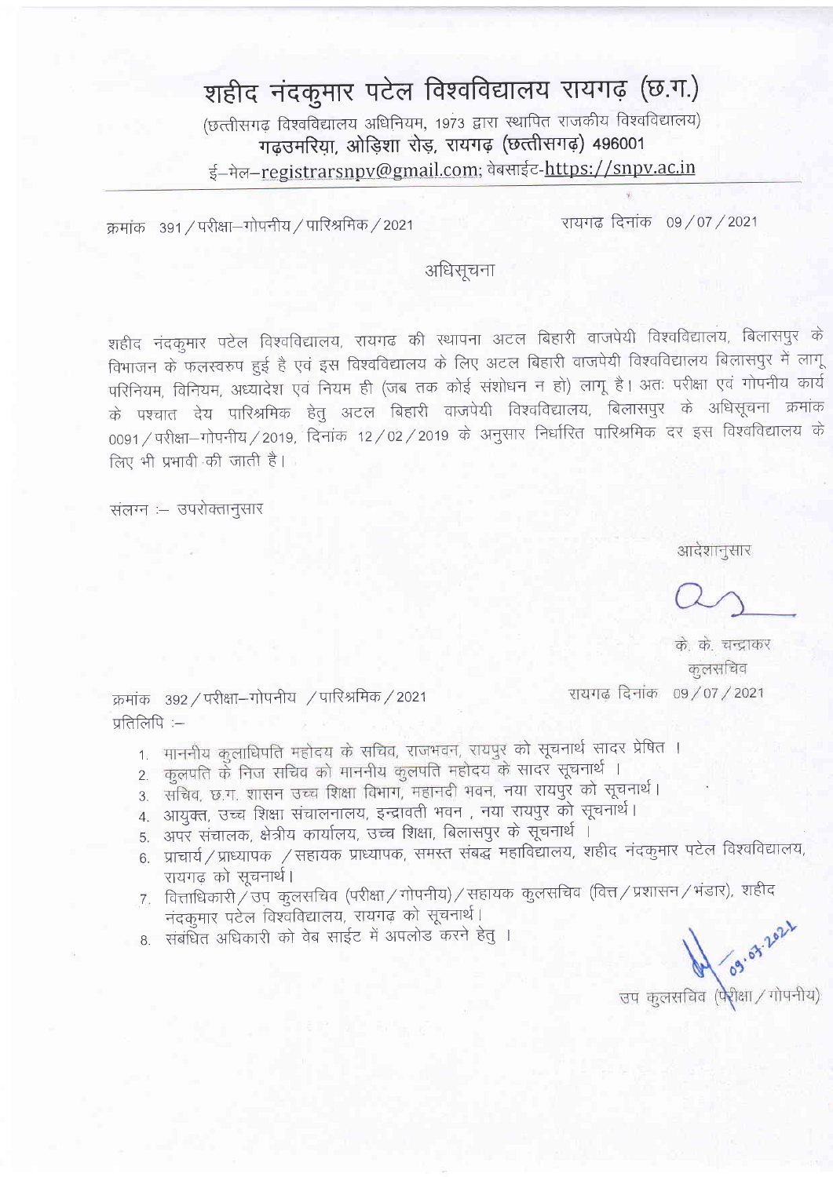# शहीद नंदकुमार पटेल विश्वविद्यालय रायगढ़ (छ.ग.)

(छत्तीसगढ़ विश्वविद्यालय अधिनियम, 1973 द्वारा स्थापित राजकीय विश्वविद्यालय)

**गढ़उमरिया, ओड़िशा रोड़, रायगढ़ (छत्तीसगढ़) 496001**

ई–मेल–registrarsnpv@gmail.com; वेबसाईट-https://snpv.ac.in

क्रमांक 391 / परीक्षा–गोपनीय / पारिश्रमिक / 2021 रायगढ़ दिनांक 09 / 07 / 2021

## अधिसूचना

शहीद नंदकुमार पटेल विश्वविद्यालय, रायगढ़ की स्थापना अटल बिहारी वाजपेयी विश्वविद्यालय, बिलासपुर के विभाजन के फलस्वरुप हुई है एवं इस विश्वविद्यालय के लिए अटल बिहारी वाजपेयी विश्वविद्यालय बिलासपुर में लागू परिनियम, विनियम, अध्यादेश एवं नियम ही (जब तक कोई संशोधन न हो) लागू है। अतः परीक्षा एवं गोपनीय कार्य के पश्चात देय पारिश्रमिक हेतु अटल बिहारी वाजपेयी विश्वविद्यालय, बिलासपुर के अधिसूचना क्रमांक 0091 / परीक्षा–गोपनीय / 2019, दिनांक 12 / 02 / 2019 के अनुसार निर्धारित पारिश्रमिक दर इस विश्वविद्यालय के लिए भी प्रभावी की जाती है।

संलग्न :– उपरोक्तानुसार

आदेशानुसार

के. के. चन्द्राकर
कुलसचिव

क्रमांक 392 / परीक्षा–गोपनीय / पारिश्रमिक / 2021 रायगढ़ दिनांक 09 / 07 / 2021

प्रतिलिपि :–

1. माननीय कुलाधिपति महोदय के सचिव, राजभवन, रायपुर को सूचनार्थ सादर प्रेषित ।
2. कुलपति के निज सचिव को माननीय कुलपति महोदय के सादर सूचनार्थ ।
3. सचिव, छ.ग. शासन उच्च शिक्षा विभाग, महानदी भवन, नया रायपुर को सूचनार्थ।
4. आयुक्त, उच्च शिक्षा संचालनालय, इन्द्रावती भवन , नया रायपुर को सूचनार्थ।
5. अपर संचालक, क्षेत्रीय कार्यालय, उच्च शिक्षा, बिलासपुर के सूचनार्थ ।
6. प्राचार्य / प्राध्यापक / सहायक प्राध्यापक, समस्त संबद्ध महाविद्यालय, शहीद नंदकुमार पटेल विश्वविद्यालय, रायगढ़ को सूचनार्थ।
7. वित्ताधिकारी / उप कुलसचिव (परीक्षा / गोपनीय) / सहायक कुलसचिव (वित्त / प्रशासन / भंडार), शहीद नंदकुमार पटेल विश्वविद्यालय, रायगढ़ को सूचनार्थ।
8. संबंधित अधिकारी को वेब साईट में अपलोड करने हेतु ।

09.07.2021

उप कुलसचिव (परीक्षा / गोपनीय)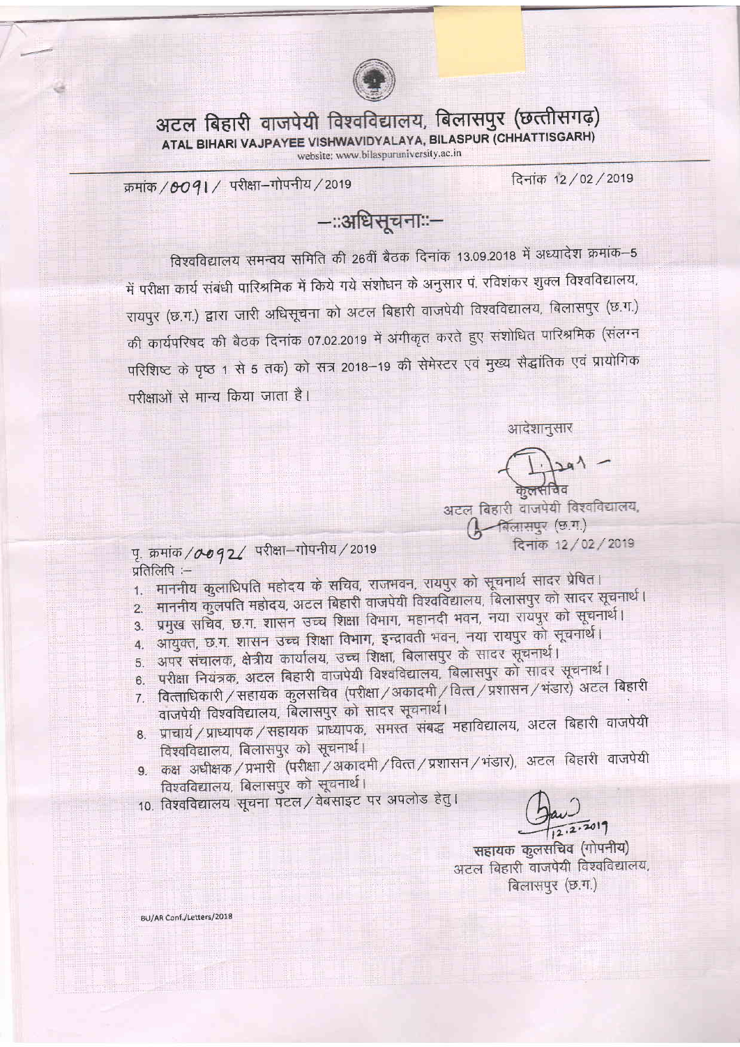# अटल बिहारी वाजपेयी विश्वविद्यालय, बिलासपुर (छत्तीसगढ़)

**ATAL BIHARI VAJPAYEE VISHWAVIDYALAYA, BILASPUR (CHHATTISGARH)**

website: www.bilaspuruniversity.ac.in

क्रमांक / 0091 / परीक्षा–गोपनीय / 2019 — दिनांक 12 / 02 / 2019

## –::अधिसूचना::–

विश्वविद्यालय समन्वय समिति की 26वीं बैठक दिनांक 13.09.2018 में अध्यादेश क्रमांक–5 में परीक्षा कार्य संबंधी पारिश्रमिक में किये गये संशोधन के अनुसार पं. रविशंकर शुक्ल विश्वविद्यालय, रायपुर (छ.ग.) द्वारा जारी अधिसूचना को अटल बिहारी वाजपेयी विश्वविद्यालय, बिलासपुर (छ.ग.) की कार्यपरिषद की बैठक दिनांक 07.02.2019 में अंगीकृत करते हुए संशोधित पारिश्रमिक (संलग्न परिशिष्ट के पृष्ठ 1 से 5 तक) को सत्र 2018–19 की सेमेस्टर एवं मुख्य सैद्धांतिक एवं प्रायोगिक परीक्षाओं से मान्य किया जाता है।

आदेशानुसार

कुलसचिव
अटल बिहारी वाजपेयी विश्वविद्यालय,
बिलासपुर (छ.ग.)
दिनांक 12 / 02 / 2019

पृ. क्रमांक / 0092 / परीक्षा–गोपनीय / 2019

प्रतिलिपि :–

1. माननीय कुलाधिपति महोदय के सचिव, राजभवन, रायपुर को सूचनार्थ सादर प्रेषित।
2. माननीय कुलपति महोदय, अटल बिहारी वाजपेयी विश्वविद्यालय, बिलासपुर को सादर सूचनार्थ।
3. प्रमुख सचिव, छ.ग. शासन उच्च शिक्षा विभाग, महानदी भवन, नया रायपुर को सूचनार्थ।
4. आयुक्त, छ.ग. शासन उच्च शिक्षा विभाग, इन्द्रावती भवन, नया रायपुर को सूचनार्थ।
5. अपर संचालक, क्षेत्रीय कार्यालय, उच्च शिक्षा, बिलासपुर के सादर सूचनार्थ।
6. परीक्षा नियंत्रक, अटल बिहारी वाजपेयी विश्वविद्यालय, बिलासपुर को सादर सूचनार्थ।
7. वित्ताधिकारी / सहायक कुलसचिव (परीक्षा / अकादमी / वित्त / प्रशासन / भंडार) अटल बिहारी वाजपेयी विश्वविद्यालय, बिलासपुर को सादर सूचनार्थ।
8. प्राचार्य / प्राध्यापक / सहायक प्राध्यापक, समस्त संबद्ध महाविद्यालय, अटल बिहारी वाजपेयी विश्वविद्यालय, बिलासपुर को सूचनार्थ।
9. कक्ष अधीक्षक / प्रभारी (परीक्षा / अकादमी / वित्त / प्रशासन / भंडार), अटल बिहारी वाजपेयी विश्वविद्यालय, बिलासपुर को सूचनार्थ।
10. विश्वविद्यालय सूचना पटल / वेबसाइट पर अपलोड हेतु।

12.2.2019

सहायक कुलसचिव (गोपनीय)
अटल बिहारी वाजपेयी विश्वविद्यालय,
बिलासपुर (छ.ग.)

BU/AR Conf./Letters/2018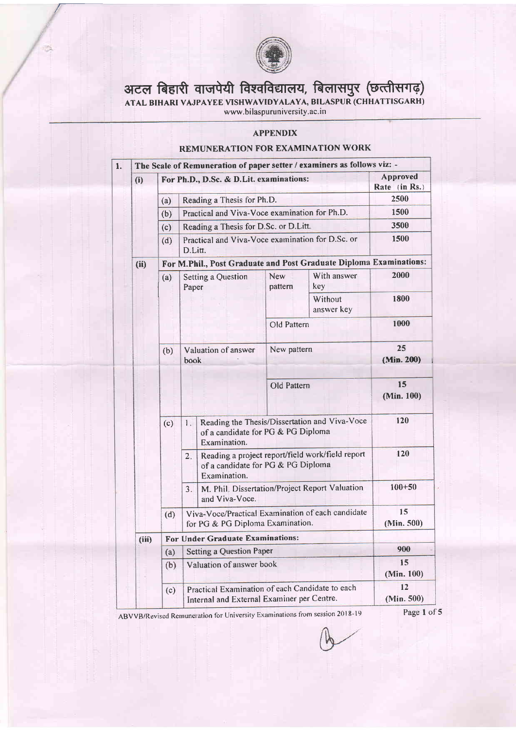# अटल बिहारी वाजपेयी विश्वविद्यालय, बिलासपुर (छत्तीसगढ़)

## ATAL BIHARI VAJPAYEE VISHWAVIDYALAYA, BILASPUR (CHHATTISGARH)

www.bilaspuruniversity.ac.in

### APPENDIX

### REMUNERATION FOR EXAMINATION WORK

| 1. | The Scale of Remuneration of paper setter / examiners as follows viz: - | | | | | |
|---|---|---|---|---|---|---|
| | **(i)** | **For Ph.D., D.Sc. & D.Lit. examinations:** | | | | **Approved Rate (in Rs.)** |
| | | (a) | Reading a Thesis for Ph.D. | | | 2500 |
| | | (b) | Practical and Viva-Voce examination for Ph.D. | | | 1500 |
| | | (c) | Reading a Thesis for D.Sc. or D.Litt. | | | 3500 |
| | | (d) | Practical and Viva-Voce examination for D.Sc. or D.Litt. | | | 1500 |
| | **(ii)** | **For M.Phil., Post Graduate and Post Graduate Diploma Examinations:** | | | | |
| | | (a) | Setting a Question Paper | New pattern | With answer key | 2000 |
| | | | | | Without answer key | 1800 |
| | | | | Old Pattern | | 1000 |
| | | (b) | Valuation of answer book | New pattern | | 25 (Min. 200) |
| | | | | Old Pattern | | 15 (Min. 100) |
| | | (c) | 1. Reading the Thesis/Dissertation and Viva-Voce of a candidate for PG & PG Diploma Examination. | | | 120 |
| | | | 2. Reading a project report/field work/field report of a candidate for PG & PG Diploma Examination. | | | 120 |
| | | | 3. M. Phil. Dissertation/Project Report Valuation and Viva-Voce. | | | 100+50 |
| | | (d) | Viva-Voce/Practical Examination of each candidate for PG & PG Diploma Examination. | | | 15 (Min. 500) |
| | **(iii)** | **For Under Graduate Examinations:** | | | | |
| | | (a) | Setting a Question Paper | | | 900 |
| | | (b) | Valuation of answer book | | | 15 (Min. 100) |
| | | (c) | Practical Examination of each Candidate to each Internal and External Examiner per Centre. | | | 12 (Min. 500) |

ABVVB/Revised Remuneration for University Examinations from session 2018-19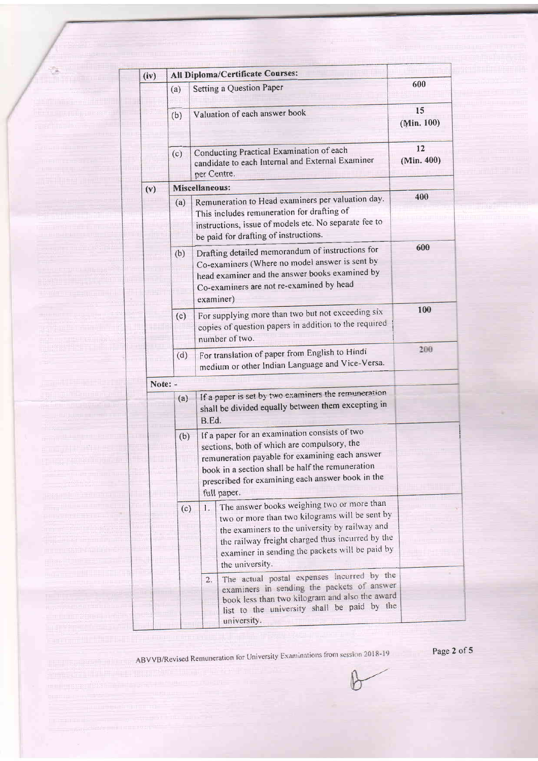| | | | Amount |
|---|---|---|---|
| (iv) | **All Diploma/Certificate Courses:** | | |
| | (a) | Setting a Question Paper | 600 |
| | (b) | Valuation of each answer book | 15 (Min. 100) |
| | (c) | Conducting Practical Examination of each candidate to each Internal and External Examiner per Centre. | 12 (Min. 400) |
| (v) | **Miscellaneous:** | | |
| | (a) | Remuneration to Head examiners per valuation day. This includes remuneration for drafting of instructions, issue of models etc. No separate fee to be paid for drafting of instructions. | 400 |
| | (b) | Drafting detailed memorandum of instructions for Co-examiners (Where no model answer is sent by head examiner and the answer books examined by Co-examiners are not re-examined by head examiner) | 600 |
| | (c) | For supplying more than two but not exceeding six copies of question papers in addition to the required number of two. | 100 |
| | (d) | For translation of paper from English to Hindi medium or other Indian Language and Vice-Versa. | 200 |
| Note: - | | | |
| | (a) | If a paper is set by two examiners the remuneration shall be divided equally between them excepting in B.Ed. | |
| | (b) | If a paper for an examination consists of two sections, both of which are compulsory, the remuneration payable for examining each answer book in a section shall be half the remuneration prescribed for examining each answer book in the full paper. | |
| | (c) | 1. The answer books weighing two or more than two or more than two kilograms will be sent by the examiners to the university by railway and the railway freight charged thus incurred by the examiner in sending the packets will be paid by the university. | |
| | | 2. The actual postal expenses incurred by the examiners in sending the packets of answer book less than two kilogram and also the award list to the university shall be paid by the university. | |

ABVVB/Revised Remuneration for University Examinations from session 2018-19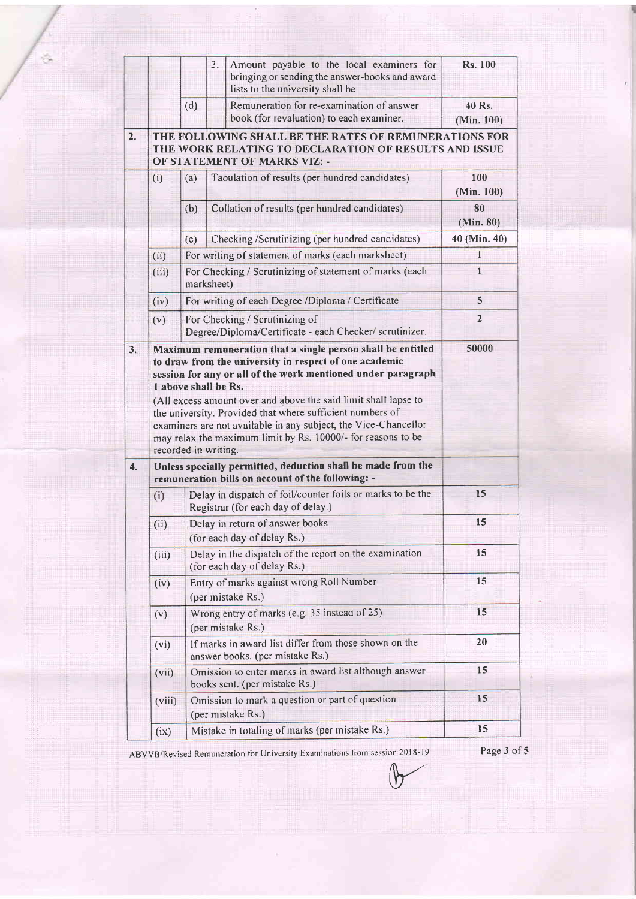| | | | | |
|---|---|---|---|---|
| | | | 3. Amount payable to the local examiners for bringing or sending the answer-books and award lists to the university shall be | Rs. 100 |
| | | (d) | Remuneration for re-examination of answer book (for revaluation) to each examiner. | 40 Rs. (Min. 100) |
| **2.** | **THE FOLLOWING SHALL BE THE RATES OF REMUNERATIONS FOR THE WORK RELATING TO DECLARATION OF RESULTS AND ISSUE OF STATEMENT OF MARKS VIZ: -** | | | |
| | (i) | (a) | Tabulation of results (per hundred candidates) | 100 (Min. 100) |
| | | (b) | Collation of results (per hundred candidates) | 80 (Min. 80) |
| | | (c) | Checking /Scrutinizing (per hundred candidates) | 40 (Min. 40) |
| | (ii) | | For writing of statement of marks (each marksheet) | 1 |
| | (iii) | | For Checking / Scrutinizing of statement of marks (each marksheet) | 1 |
| | (iv) | | For writing of each Degree /Diploma / Certificate | 5 |
| | (v) | | For Checking / Scrutinizing of Degree/Diploma/Certificate - each Checker/ scrutinizer. | 2 |
| **3.** | **Maximum remuneration that a single person shall be entitled to draw from the university in respect of one academic session for any or all of the work mentioned under paragraph 1 above shall be Rs.** (All excess amount over and above the said limit shall lapse to the university. Provided that where sufficient numbers of examiners are not available in any subject, the Vice-Chancellor may relax the maximum limit by Rs. 10000/- for reasons to be recorded in writing. | | | 50000 |
| **4.** | **Unless specially permitted, deduction shall be made from the remuneration bills on account of the following: -** | | | |
| | (i) | | Delay in dispatch of foil/counter foils or marks to be the Registrar (for each day of delay.) | 15 |
| | (ii) | | Delay in return of answer books (for each day of delay Rs.) | 15 |
| | (iii) | | Delay in the dispatch of the report on the examination (for each day of delay Rs.) | 15 |
| | (iv) | | Entry of marks against wrong Roll Number (per mistake Rs.) | 15 |
| | (v) | | Wrong entry of marks (e.g. 35 instead of 25) (per mistake Rs.) | 15 |
| | (vi) | | If marks in award list differ from those shown on the answer books. (per mistake Rs.) | 20 |
| | (vii) | | Omission to enter marks in award list although answer books sent. (per mistake Rs.) | 15 |
| | (viii) | | Omission to mark a question or part of question (per mistake Rs.) | 15 |
| | (ix) | | Mistake in totaling of marks (per mistake Rs.) | 15 |

ABVVB/Revised Remuneration for University Examinations from session 2018-19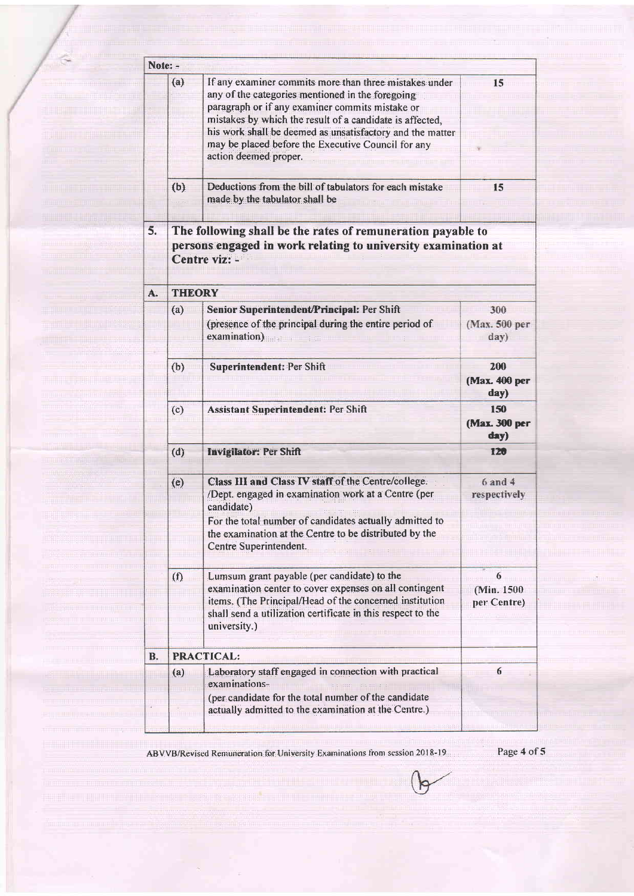| Note: - | | |
|---|---|---|
| (a) | If any examiner commits more than three mistakes under any of the categories mentioned in the foregoing paragraph or if any examiner commits mistake or mistakes by which the result of a candidate is affected, his work shall be deemed as unsatisfactory and the matter may be placed before the Executive Council for any action deemed proper. | 15 |
| (b) | Deductions from the bill of tabulators for each mistake made by the tabulator shall be | 15 |

| | | | |
|---|---|---|---|
| **5.** | **The following shall be the rates of remuneration payable to persons engaged in work relating to university examination at Centre viz: -** | | |
| **A.** | **THEORY** | | |
| | (a) | **Senior Superintendent/Principal:** Per Shift (presence of the principal during the entire period of examination) | 300 (Max. 500 per day) |
| | (b) | **Superintendent:** Per Shift | **200 (Max. 400 per day)** |
| | (c) | **Assistant Superintendent:** Per Shift | **150 (Max. 300 per day)** |
| | (d) | **Invigilator:** Per Shift | **120** |
| | (e) | **Class III and Class IV staff** of the Centre/college. /Dept. engaged in examination work at a Centre (per candidate)<br>For the total number of candidates actually admitted to the examination at the Centre to be distributed by the Centre Superintendent. | 6 and 4 respectively |
| | (f) | Lumsum grant payable (per candidate) to the examination center to cover expenses on all contingent items. (The Principal/Head of the concerned institution shall send a utilization certificate in this respect to the university.) | 6 (Min. 1500 per Centre) |
| **B.** | **PRACTICAL:** | | |
| | (a) | Laboratory staff engaged in connection with practical examinations-<br>(per candidate for the total number of the candidate actually admitted to the examination at the Centre.) | 6 |

ABVVB/Revised Remuneration for University Examinations from session 2018-19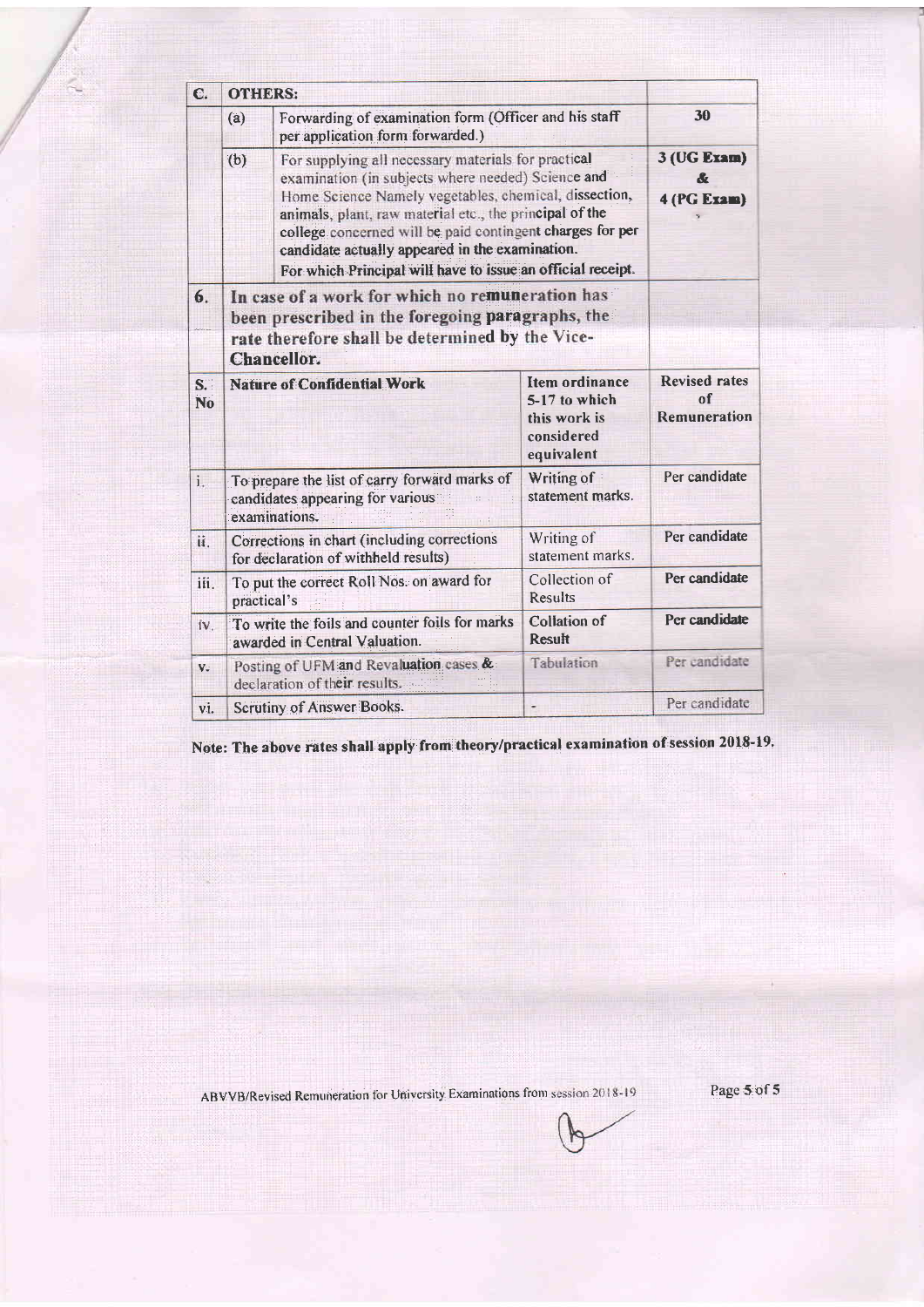| C. | OTHERS: | | |
|---|---|---|---|
| | (a) | Forwarding of examination form (Officer and his staff per application form forwarded.) | 30 |
| | (b) | For supplying all necessary materials for practical examination (in subjects where needed) Science and Home Science Namely vegetables, chemical, dissection, animals, plant, raw material etc., the principal of the college concerned will be paid contingent charges for per candidate actually appeared in the examination. For which Principal will have to issue an official receipt. | 3 (UG Exam) & 4 (PG Exam) |
| 6. | **In case of a work for which no remuneration has been prescribed in the foregoing paragraphs, the rate therefore shall be determined by the Vice-Chancellor.** | | |

| S. No | Nature of Confidential Work | Item ordinance 5-17 to which this work is considered equivalent | Revised rates of Remuneration |
|---|---|---|---|
| i. | To prepare the list of carry forward marks of candidates appearing for various examinations. | Writing of statement marks. | Per candidate |
| ii. | Corrections in chart (including corrections for declaration of withheld results) | Writing of statement marks. | Per candidate |
| iii. | To put the correct Roll Nos. on award for practical's | Collection of Results | Per candidate |
| iv. | To write the foils and counter foils for marks awarded in Central Valuation. | Collation of Result | Per candidate |
| v. | Posting of UFM and Revaluation cases & declaration of their results. | Tabulation | Per candidate |
| vi. | Scrutiny of Answer Books. | - | Per candidate |

**Note: The above rates shall apply from theory/practical examination of session 2018-19.**

ABVVB/Revised Remuneration for University Examinations from session 2018-19